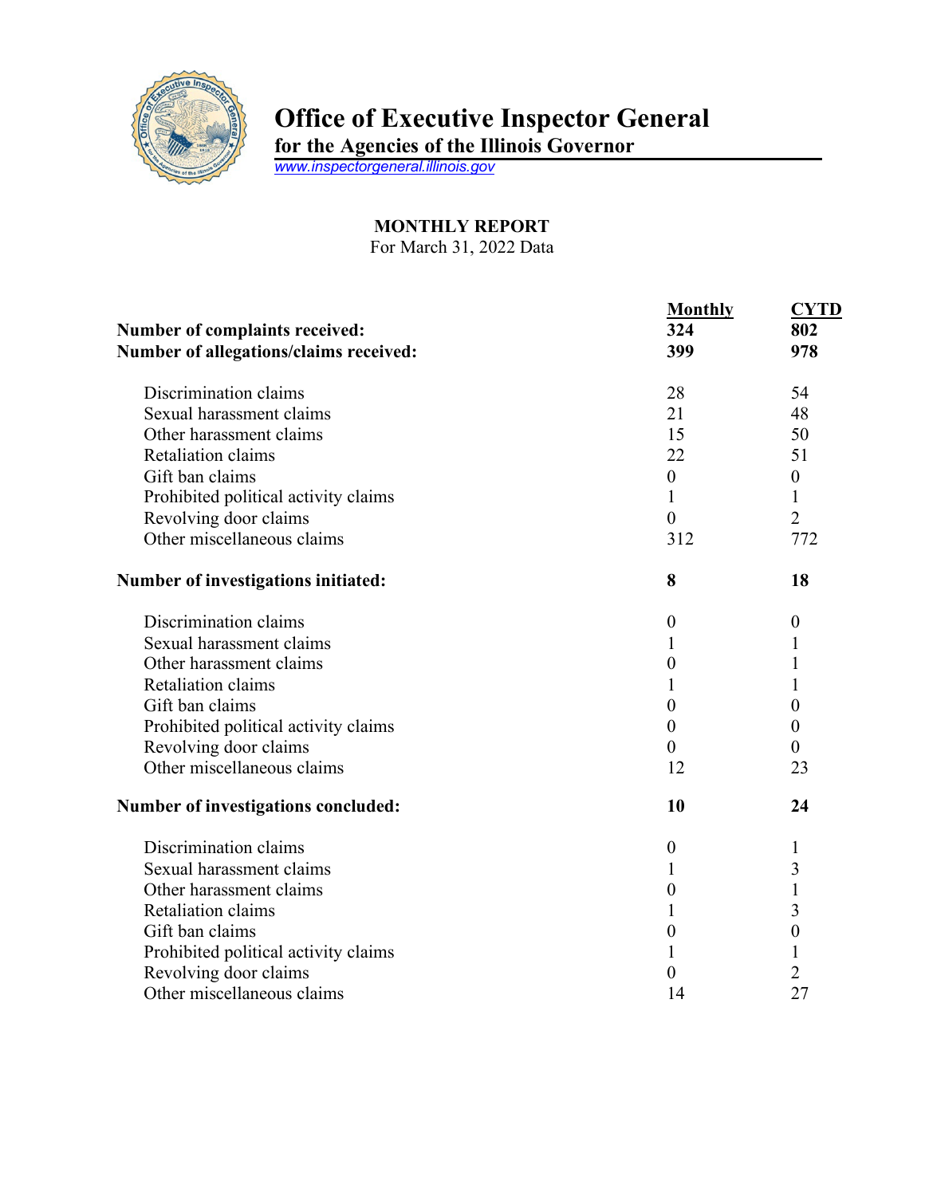# Office of Executive Inspector General

**for the Agencies of the Illinois Governor**

www.inspectorgeneral.illinois.gov

## MONTHLY REPORT

For March 31, 2022 Data

| | Monthly | CYTD |
|---|---|---|
| **Number of complaints received:** | **324** | **802** |
| **Number of allegations/claims received:** | **399** | **978** |
| Discrimination claims | 28 | 54 |
| Sexual harassment claims | 21 | 48 |
| Other harassment claims | 15 | 50 |
| Retaliation claims | 22 | 51 |
| Gift ban claims | 0 | 0 |
| Prohibited political activity claims | 1 | 1 |
| Revolving door claims | 0 | 2 |
| Other miscellaneous claims | 312 | 772 |
| **Number of investigations initiated:** | **8** | **18** |
| Discrimination claims | 0 | 0 |
| Sexual harassment claims | 1 | 1 |
| Other harassment claims | 0 | 1 |
| Retaliation claims | 1 | 1 |
| Gift ban claims | 0 | 0 |
| Prohibited political activity claims | 0 | 0 |
| Revolving door claims | 0 | 0 |
| Other miscellaneous claims | 12 | 23 |
| **Number of investigations concluded:** | **10** | **24** |
| Discrimination claims | 0 | 1 |
| Sexual harassment claims | 1 | 3 |
| Other harassment claims | 0 | 1 |
| Retaliation claims | 1 | 3 |
| Gift ban claims | 0 | 0 |
| Prohibited political activity claims | 1 | 1 |
| Revolving door claims | 0 | 2 |
| Other miscellaneous claims | 14 | 27 |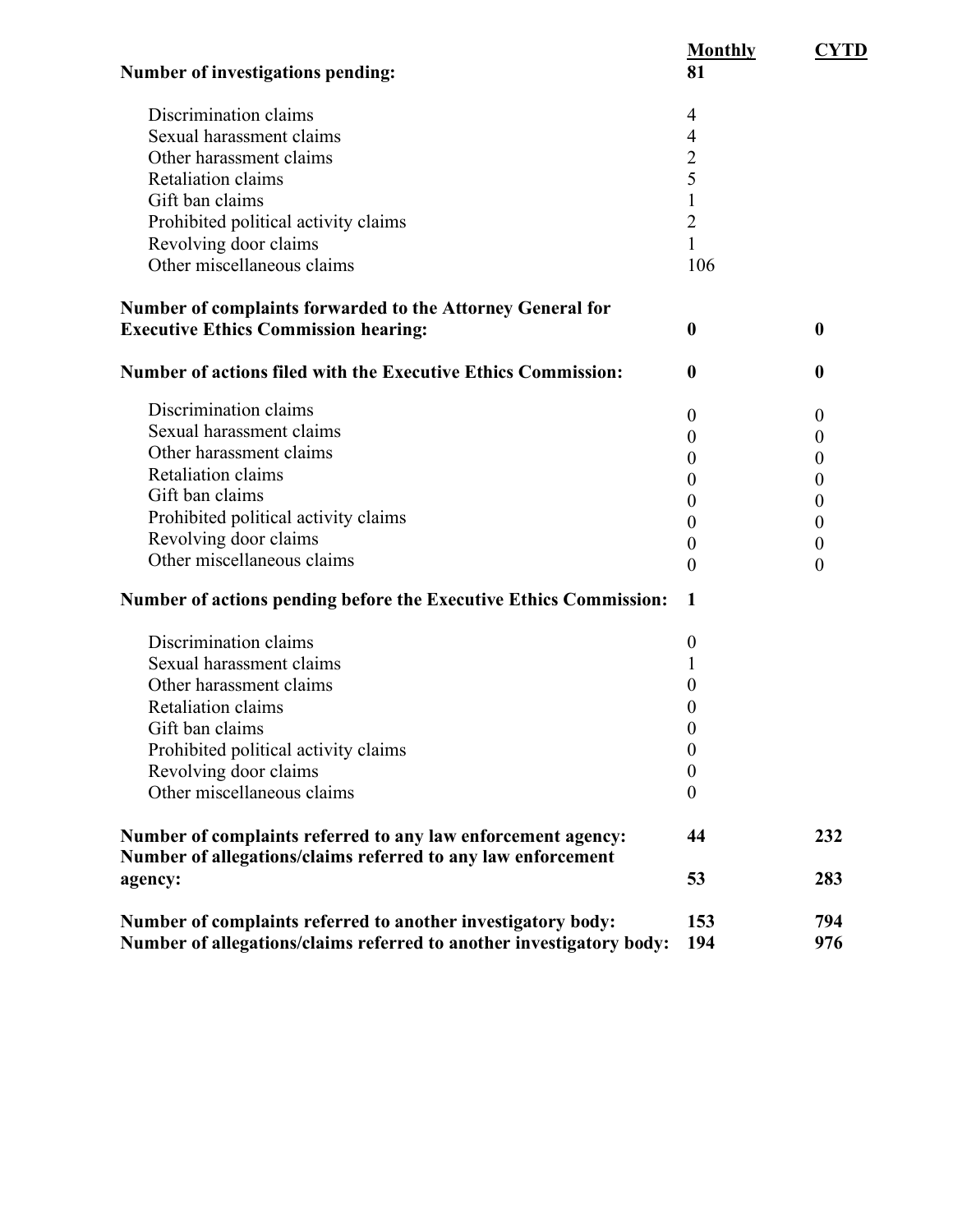| | Monthly | CYTD |
|---|---|---|
| **Number of investigations pending:** | **81** | |
| Discrimination claims | 4 | |
| Sexual harassment claims | 4 | |
| Other harassment claims | 2 | |
| Retaliation claims | 5 | |
| Gift ban claims | 1 | |
| Prohibited political activity claims | 2 | |
| Revolving door claims | 1 | |
| Other miscellaneous claims | 106 | |
| **Number of complaints forwarded to the Attorney General for Executive Ethics Commission hearing:** | **0** | **0** |
| **Number of actions filed with the Executive Ethics Commission:** | **0** | **0** |
| Discrimination claims | 0 | 0 |
| Sexual harassment claims | 0 | 0 |
| Other harassment claims | 0 | 0 |
| Retaliation claims | 0 | 0 |
| Gift ban claims | 0 | 0 |
| Prohibited political activity claims | 0 | 0 |
| Revolving door claims | 0 | 0 |
| Other miscellaneous claims | 0 | 0 |
| **Number of actions pending before the Executive Ethics Commission:** | **1** | |
| Discrimination claims | 0 | |
| Sexual harassment claims | 1 | |
| Other harassment claims | 0 | |
| Retaliation claims | 0 | |
| Gift ban claims | 0 | |
| Prohibited political activity claims | 0 | |
| Revolving door claims | 0 | |
| Other miscellaneous claims | 0 | |
| **Number of complaints referred to any law enforcement agency:** | **44** | **232** |
| **Number of allegations/claims referred to any law enforcement agency:** | **53** | **283** |
| **Number of complaints referred to another investigatory body:** | **153** | **794** |
| **Number of allegations/claims referred to another investigatory body:** | **194** | **976** |